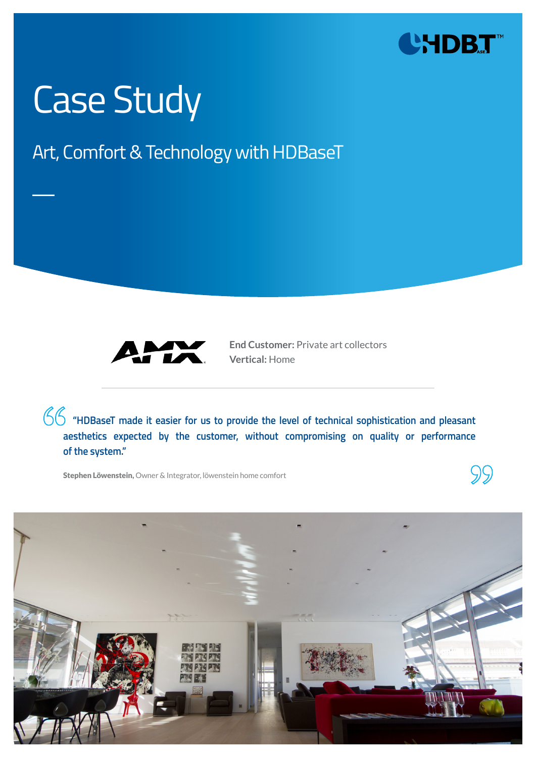# Case Study

## Art, Comfort & Technology with HDBaseT

**End Customer:** Private art collectors
**Vertical:** Home

> **"HDBaseT made it easier for us to provide the level of technical sophistication and pleasant aesthetics expected by the customer, without compromising on quality or performance of the system."**
>
> **Stephen Löwenstein,** Owner & Integrator, löwenstein home comfort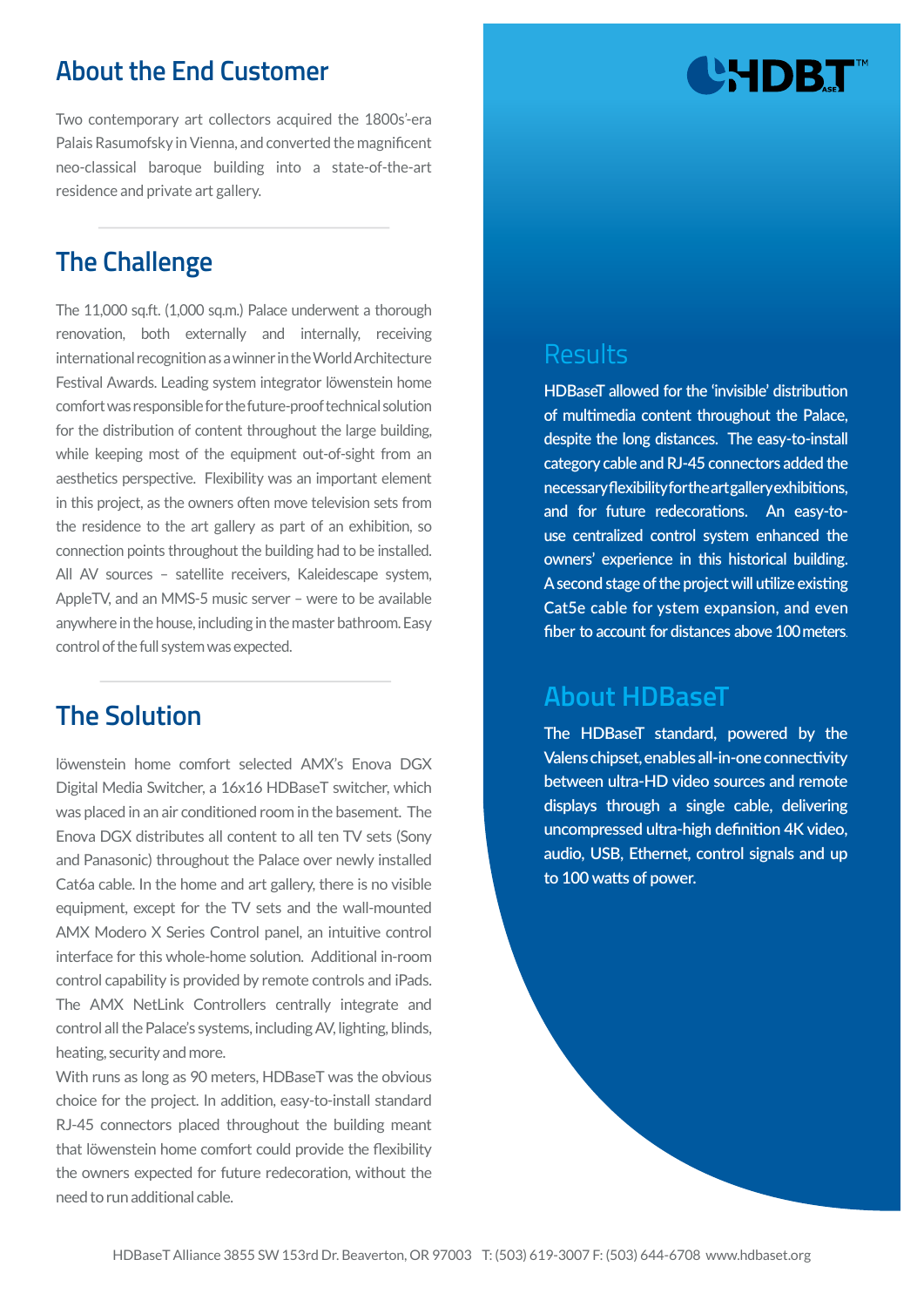## About the End Customer

Two contemporary art collectors acquired the 1800s'-era Palais Rasumofsky in Vienna, and converted the magnificent neo-classical baroque building into a state-of-the-art residence and private art gallery.

## The Challenge

The 11,000 sq.ft. (1,000 sq.m.) Palace underwent a thorough renovation, both externally and internally, receiving international recognition as a winner in the World Architecture Festival Awards. Leading system integrator löwenstein home comfort was responsible for the future-proof technical solution for the distribution of content throughout the large building, while keeping most of the equipment out-of-sight from an aesthetics perspective. Flexibility was an important element in this project, as the owners often move television sets from the residence to the art gallery as part of an exhibition, so connection points throughout the building had to be installed. All AV sources – satellite receivers, Kaleidescape system, AppleTV, and an MMS-5 music server – were to be available anywhere in the house, including in the master bathroom. Easy control of the full system was expected.

## The Solution

löwenstein home comfort selected AMX's Enova DGX Digital Media Switcher, a 16x16 HDBaseT switcher, which was placed in an air conditioned room in the basement. The Enova DGX distributes all content to all ten TV sets (Sony and Panasonic) throughout the Palace over newly installed Cat6a cable. In the home and art gallery, there is no visible equipment, except for the TV sets and the wall-mounted AMX Modero X Series Control panel, an intuitive control interface for this whole-home solution. Additional in-room control capability is provided by remote controls and iPads. The AMX NetLink Controllers centrally integrate and control all the Palace's systems, including AV, lighting, blinds, heating, security and more.

With runs as long as 90 meters, HDBaseT was the obvious choice for the project. In addition, easy-to-install standard RJ-45 connectors placed throughout the building meant that löwenstein home comfort could provide the flexibility the owners expected for future redecoration, without the need to run additional cable.

## Results

HDBaseT allowed for the 'invisible' distribution of multimedia content throughout the Palace, despite the long distances. The easy-to-install category cable and RJ-45 connectors added the necessary flexibility for the art gallery exhibitions, and for future redecorations. An easy-to-use centralized control system enhanced the owners' experience in this historical building. A second stage of the project will utilize existing Cat5e cable for ystem expansion, and even fiber to account for distances above 100 meters.

## About HDBaseT

The HDBaseT standard, powered by the Valens chipset, enables all-in-one connectivity between ultra-HD video sources and remote displays through a single cable, delivering uncompressed ultra-high definition 4K video, audio, USB, Ethernet, control signals and up to 100 watts of power.

HDBaseT Alliance 3855 SW 153rd Dr. Beaverton, OR 97003 T: (503) 619-3007 F: (503) 644-6708 www.hdbaset.org